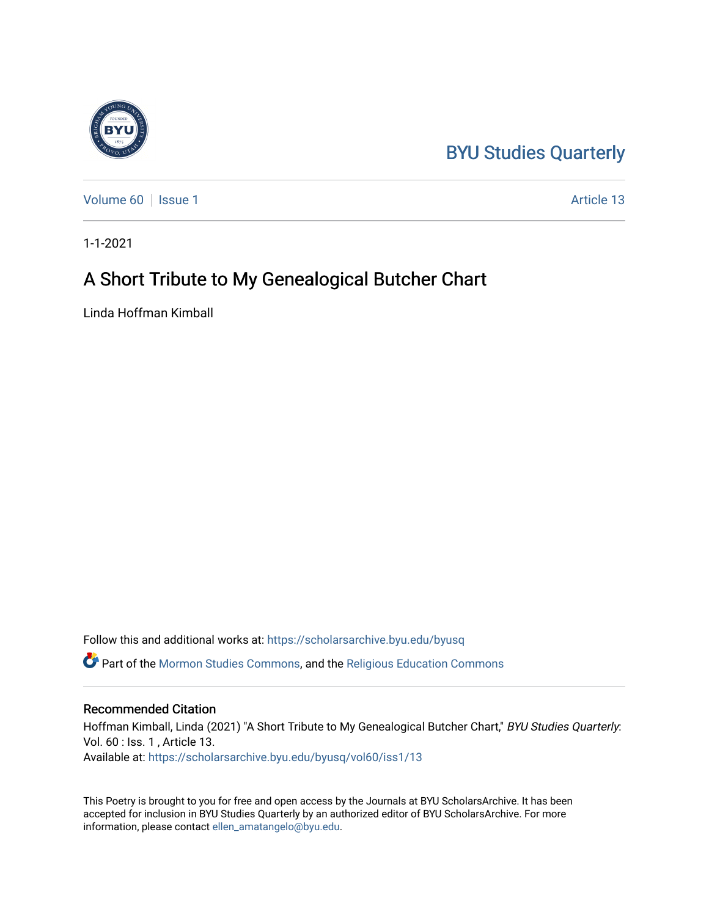BYU Studies Quarterly

Volume 60 | Issue 1 | Article 13

1-1-2021

# A Short Tribute to My Genealogical Butcher Chart

Linda Hoffman Kimball

Follow this and additional works at: https://scholarsarchive.byu.edu/byusq

Part of the Mormon Studies Commons, and the Religious Education Commons

## Recommended Citation

Hoffman Kimball, Linda (2021) "A Short Tribute to My Genealogical Butcher Chart," *BYU Studies Quarterly*: Vol. 60 : Iss. 1 , Article 13.
Available at: https://scholarsarchive.byu.edu/byusq/vol60/iss1/13

This Poetry is brought to you for free and open access by the Journals at BYU ScholarsArchive. It has been accepted for inclusion in BYU Studies Quarterly by an authorized editor of BYU ScholarsArchive. For more information, please contact ellen_amatangelo@byu.edu.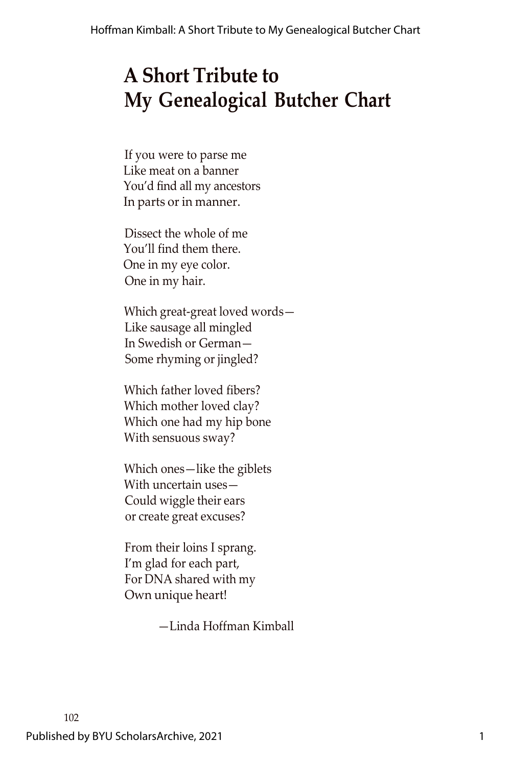# A Short Tribute to My Genealogical Butcher Chart

If you were to parse me
Like meat on a banner
You'd find all my ancestors
In parts or in manner.

Dissect the whole of me
You'll find them there.
One in my eye color.
One in my hair.

Which great-great loved words—
Like sausage all mingled
In Swedish or German—
Some rhyming or jingled?

Which father loved fibers?
Which mother loved clay?
Which one had my hip bone
With sensuous sway?

Which ones—like the giblets
With uncertain uses—
Could wiggle their ears
or create great excuses?

From their loins I sprang.
I'm glad for each part,
For DNA shared with my
Own unique heart!

—Linda Hoffman Kimball